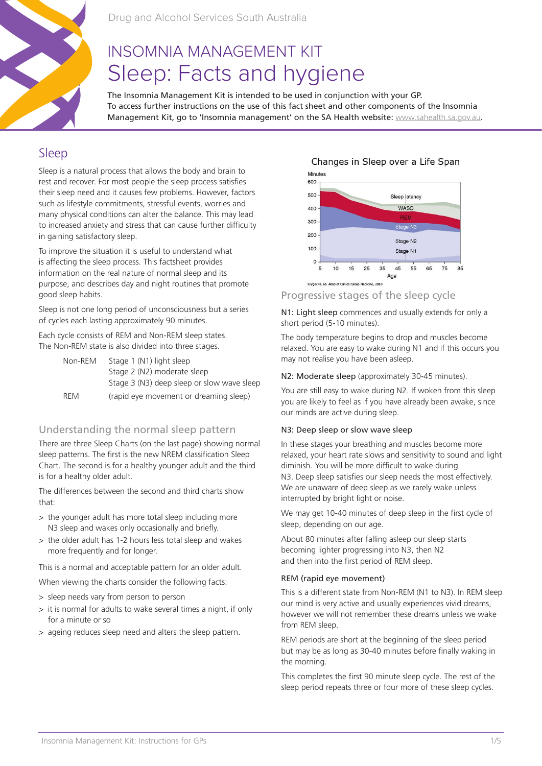Drug and Alcohol Services South Australia

# INSOMNIA MANAGEMENT KIT
# Sleep: Facts and hygiene

The Insomnia Management Kit is intended to be used in conjunction with your GP.
To access further instructions on the use of this fact sheet and other components of the Insomnia Management Kit, go to 'Insomnia management' on the SA Health website: www.sahealth.sa.gov.au.

## Sleep

Sleep is a natural process that allows the body and brain to rest and recover. For most people the sleep process satisfies their sleep need and it causes few problems. However, factors such as lifestyle commitments, stressful events, worries and many physical conditions can alter the balance. This may lead to increased anxiety and stress that can cause further difficulty in gaining satisfactory sleep.

To improve the situation it is useful to understand what is affecting the sleep process. This factsheet provides information on the real nature of normal sleep and its purpose, and describes day and night routines that promote good sleep habits.

Sleep is not one long period of unconsciousness but a series of cycles each lasting approximately 90 minutes.

Each cycle consists of REM and Non-REM sleep states. The Non-REM state is also divided into three stages.

| | |
|---|---|
| Non-REM | Stage 1 (N1) light sleep |
| | Stage 2 (N2) moderate sleep |
| | Stage 3 (N3) deep sleep or slow wave sleep |
| REM | (rapid eye movement or dreaming sleep) |

### Understanding the normal sleep pattern

There are three Sleep Charts (on the last page) showing normal sleep patterns. The first is the new NREM classification Sleep Chart. The second is for a healthy younger adult and the third is for a healthy older adult.

The differences between the second and third charts show that:

> the younger adult has more total sleep including more N3 sleep and wakes only occasionally and briefly.

> the older adult has 1-2 hours less total sleep and wakes more frequently and for longer.

This is a normal and acceptable pattern for an older adult.

When viewing the charts consider the following facts:

> sleep needs vary from person to person

> it is normal for adults to wake several times a night, if only for a minute or so

> ageing reduces sleep need and alters the sleep pattern.

Changes in Sleep over a Life Span

Kryger M, ed. Atlas of Clinical Sleep Medicine, 2010

### Progressive stages of the sleep cycle

**N1: Light sleep** commences and usually extends for only a short period (5-10 minutes).

The body temperature begins to drop and muscles become relaxed. You are easy to wake during N1 and if this occurs you may not realise you have been asleep.

**N2: Moderate sleep** (approximately 30-45 minutes).

You are still easy to wake during N2. If woken from this sleep you are likely to feel as if you have already been awake, since our minds are active during sleep.

**N3: Deep sleep or slow wave sleep**

In these stages your breathing and muscles become more relaxed, your heart rate slows and sensitivity to sound and light diminish. You will be more difficult to wake during N3. Deep sleep satisfies our sleep needs the most effectively. We are unaware of deep sleep as we rarely wake unless interrupted by bright light or noise.

We may get 10-40 minutes of deep sleep in the first cycle of sleep, depending on our age.

About 80 minutes after falling asleep our sleep starts becoming lighter progressing into N3, then N2 and then into the first period of REM sleep.

**REM (rapid eye movement)**

This is a different state from Non-REM (N1 to N3). In REM sleep our mind is very active and usually experiences vivid dreams, however we will not remember these dreams unless we wake from REM sleep.

REM periods are short at the beginning of the sleep period but may be as long as 30-40 minutes before finally waking in the morning.

This completes the first 90 minute sleep cycle. The rest of the sleep period repeats three or four more of these sleep cycles.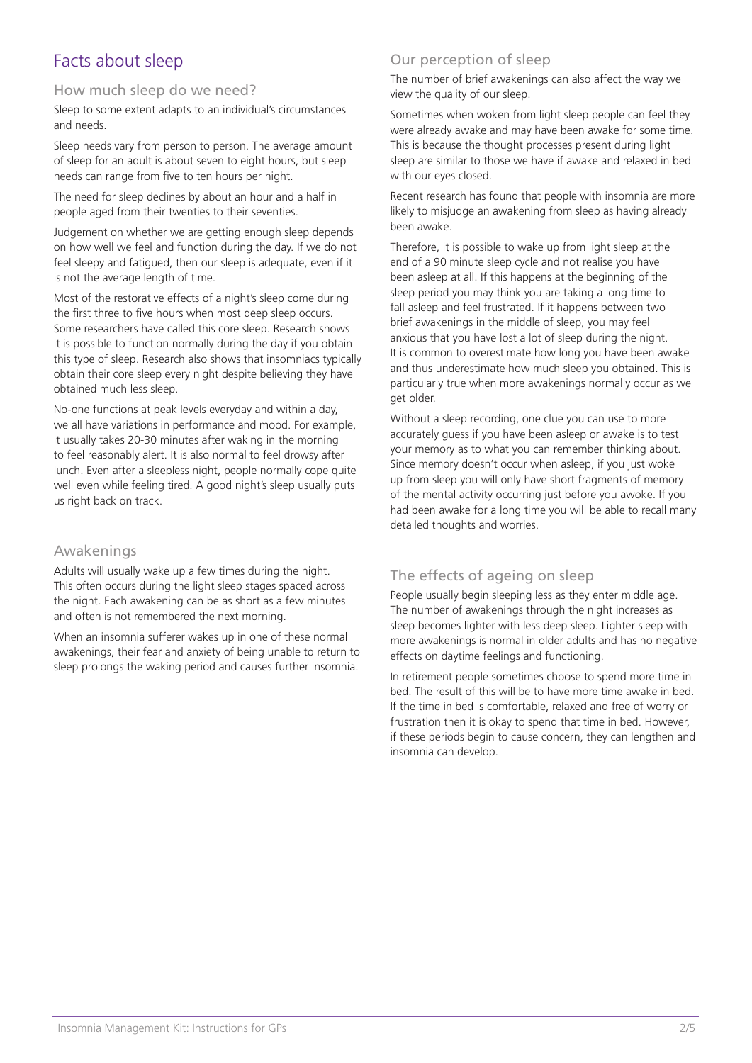# Facts about sleep

## How much sleep do we need?

Sleep to some extent adapts to an individual's circumstances and needs.

Sleep needs vary from person to person. The average amount of sleep for an adult is about seven to eight hours, but sleep needs can range from five to ten hours per night.

The need for sleep declines by about an hour and a half in people aged from their twenties to their seventies.

Judgement on whether we are getting enough sleep depends on how well we feel and function during the day. If we do not feel sleepy and fatigued, then our sleep is adequate, even if it is not the average length of time.

Most of the restorative effects of a night's sleep come during the first three to five hours when most deep sleep occurs. Some researchers have called this core sleep. Research shows it is possible to function normally during the day if you obtain this type of sleep. Research also shows that insomniacs typically obtain their core sleep every night despite believing they have obtained much less sleep.

No-one functions at peak levels everyday and within a day, we all have variations in performance and mood. For example, it usually takes 20-30 minutes after waking in the morning to feel reasonably alert. It is also normal to feel drowsy after lunch. Even after a sleepless night, people normally cope quite well even while feeling tired. A good night's sleep usually puts us right back on track.

## Awakenings

Adults will usually wake up a few times during the night. This often occurs during the light sleep stages spaced across the night. Each awakening can be as short as a few minutes and often is not remembered the next morning.

When an insomnia sufferer wakes up in one of these normal awakenings, their fear and anxiety of being unable to return to sleep prolongs the waking period and causes further insomnia.

## Our perception of sleep

The number of brief awakenings can also affect the way we view the quality of our sleep.

Sometimes when woken from light sleep people can feel they were already awake and may have been awake for some time. This is because the thought processes present during light sleep are similar to those we have if awake and relaxed in bed with our eyes closed.

Recent research has found that people with insomnia are more likely to misjudge an awakening from sleep as having already been awake.

Therefore, it is possible to wake up from light sleep at the end of a 90 minute sleep cycle and not realise you have been asleep at all. If this happens at the beginning of the sleep period you may think you are taking a long time to fall asleep and feel frustrated. If it happens between two brief awakenings in the middle of sleep, you may feel anxious that you have lost a lot of sleep during the night. It is common to overestimate how long you have been awake and thus underestimate how much sleep you obtained. This is particularly true when more awakenings normally occur as we get older.

Without a sleep recording, one clue you can use to more accurately guess if you have been asleep or awake is to test your memory as to what you can remember thinking about. Since memory doesn't occur when asleep, if you just woke up from sleep you will only have short fragments of memory of the mental activity occurring just before you awoke. If you had been awake for a long time you will be able to recall many detailed thoughts and worries.

## The effects of ageing on sleep

People usually begin sleeping less as they enter middle age. The number of awakenings through the night increases as sleep becomes lighter with less deep sleep. Lighter sleep with more awakenings is normal in older adults and has no negative effects on daytime feelings and functioning.

In retirement people sometimes choose to spend more time in bed. The result of this will be to have more time awake in bed. If the time in bed is comfortable, relaxed and free of worry or frustration then it is okay to spend that time in bed. However, if these periods begin to cause concern, they can lengthen and insomnia can develop.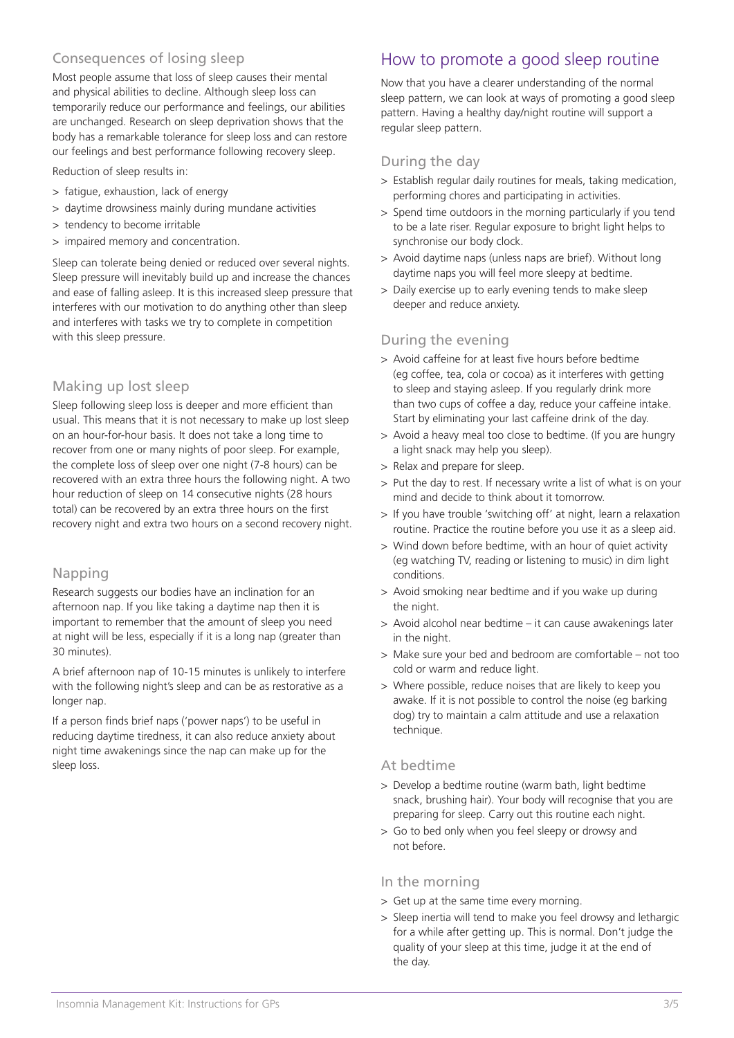## Consequences of losing sleep

Most people assume that loss of sleep causes their mental and physical abilities to decline. Although sleep loss can temporarily reduce our performance and feelings, our abilities are unchanged. Research on sleep deprivation shows that the body has a remarkable tolerance for sleep loss and can restore our feelings and best performance following recovery sleep.

Reduction of sleep results in:

- fatigue, exhaustion, lack of energy
- daytime drowsiness mainly during mundane activities
- tendency to become irritable
- impaired memory and concentration.

Sleep can tolerate being denied or reduced over several nights. Sleep pressure will inevitably build up and increase the chances and ease of falling asleep. It is this increased sleep pressure that interferes with our motivation to do anything other than sleep and interferes with tasks we try to complete in competition with this sleep pressure.

## Making up lost sleep

Sleep following sleep loss is deeper and more efficient than usual. This means that it is not necessary to make up lost sleep on an hour-for-hour basis. It does not take a long time to recover from one or many nights of poor sleep. For example, the complete loss of sleep over one night (7-8 hours) can be recovered with an extra three hours the following night. A two hour reduction of sleep on 14 consecutive nights (28 hours total) can be recovered by an extra three hours on the first recovery night and extra two hours on a second recovery night.

## Napping

Research suggests our bodies have an inclination for an afternoon nap. If you like taking a daytime nap then it is important to remember that the amount of sleep you need at night will be less, especially if it is a long nap (greater than 30 minutes).

A brief afternoon nap of 10-15 minutes is unlikely to interfere with the following night's sleep and can be as restorative as a longer nap.

If a person finds brief naps ('power naps') to be useful in reducing daytime tiredness, it can also reduce anxiety about night time awakenings since the nap can make up for the sleep loss.

# How to promote a good sleep routine

Now that you have a clearer understanding of the normal sleep pattern, we can look at ways of promoting a good sleep pattern. Having a healthy day/night routine will support a regular sleep pattern.

## During the day

- Establish regular daily routines for meals, taking medication, performing chores and participating in activities.
- Spend time outdoors in the morning particularly if you tend to be a late riser. Regular exposure to bright light helps to synchronise our body clock.
- Avoid daytime naps (unless naps are brief). Without long daytime naps you will feel more sleepy at bedtime.
- Daily exercise up to early evening tends to make sleep deeper and reduce anxiety.

## During the evening

- Avoid caffeine for at least five hours before bedtime (eg coffee, tea, cola or cocoa) as it interferes with getting to sleep and staying asleep. If you regularly drink more than two cups of coffee a day, reduce your caffeine intake. Start by eliminating your last caffeine drink of the day.
- Avoid a heavy meal too close to bedtime. (If you are hungry a light snack may help you sleep).
- Relax and prepare for sleep.
- Put the day to rest. If necessary write a list of what is on your mind and decide to think about it tomorrow.
- If you have trouble 'switching off' at night, learn a relaxation routine. Practice the routine before you use it as a sleep aid.
- Wind down before bedtime, with an hour of quiet activity (eg watching TV, reading or listening to music) in dim light conditions.
- Avoid smoking near bedtime and if you wake up during the night.
- Avoid alcohol near bedtime – it can cause awakenings later in the night.
- Make sure your bed and bedroom are comfortable – not too cold or warm and reduce light.
- Where possible, reduce noises that are likely to keep you awake. If it is not possible to control the noise (eg barking dog) try to maintain a calm attitude and use a relaxation technique.

## At bedtime

- Develop a bedtime routine (warm bath, light bedtime snack, brushing hair). Your body will recognise that you are preparing for sleep. Carry out this routine each night.
- Go to bed only when you feel sleepy or drowsy and not before.

## In the morning

- Get up at the same time every morning.
- Sleep inertia will tend to make you feel drowsy and lethargic for a while after getting up. This is normal. Don't judge the quality of your sleep at this time, judge it at the end of the day.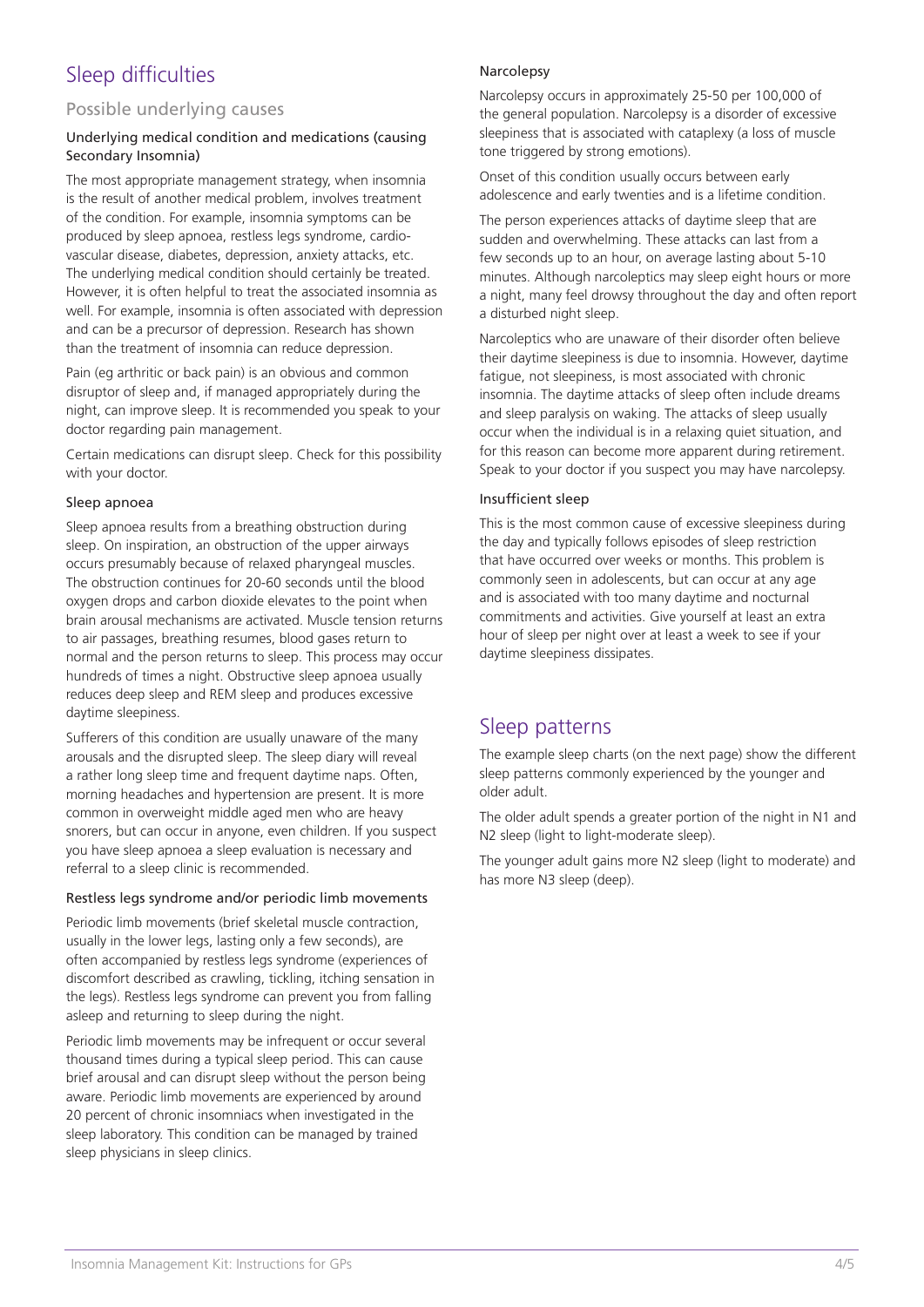# Sleep difficulties

## Possible underlying causes

### Underlying medical condition and medications (causing Secondary Insomnia)

The most appropriate management strategy, when insomnia is the result of another medical problem, involves treatment of the condition. For example, insomnia symptoms can be produced by sleep apnoea, restless legs syndrome, cardio-vascular disease, diabetes, depression, anxiety attacks, etc. The underlying medical condition should certainly be treated. However, it is often helpful to treat the associated insomnia as well. For example, insomnia is often associated with depression and can be a precursor of depression. Research has shown than the treatment of insomnia can reduce depression.

Pain (eg arthritic or back pain) is an obvious and common disruptor of sleep and, if managed appropriately during the night, can improve sleep. It is recommended you speak to your doctor regarding pain management.

Certain medications can disrupt sleep. Check for this possibility with your doctor.

### Sleep apnoea

Sleep apnoea results from a breathing obstruction during sleep. On inspiration, an obstruction of the upper airways occurs presumably because of relaxed pharyngeal muscles. The obstruction continues for 20-60 seconds until the blood oxygen drops and carbon dioxide elevates to the point when brain arousal mechanisms are activated. Muscle tension returns to air passages, breathing resumes, blood gases return to normal and the person returns to sleep. This process may occur hundreds of times a night. Obstructive sleep apnoea usually reduces deep sleep and REM sleep and produces excessive daytime sleepiness.

Sufferers of this condition are usually unaware of the many arousals and the disrupted sleep. The sleep diary will reveal a rather long sleep time and frequent daytime naps. Often, morning headaches and hypertension are present. It is more common in overweight middle aged men who are heavy snorers, but can occur in anyone, even children. If you suspect you have sleep apnoea a sleep evaluation is necessary and referral to a sleep clinic is recommended.

### Restless legs syndrome and/or periodic limb movements

Periodic limb movements (brief skeletal muscle contraction, usually in the lower legs, lasting only a few seconds), are often accompanied by restless legs syndrome (experiences of discomfort described as crawling, tickling, itching sensation in the legs). Restless legs syndrome can prevent you from falling asleep and returning to sleep during the night.

Periodic limb movements may be infrequent or occur several thousand times during a typical sleep period. This can cause brief arousal and can disrupt sleep without the person being aware. Periodic limb movements are experienced by around 20 percent of chronic insomniacs when investigated in the sleep laboratory. This condition can be managed by trained sleep physicians in sleep clinics.

### Narcolepsy

Narcolepsy occurs in approximately 25-50 per 100,000 of the general population. Narcolepsy is a disorder of excessive sleepiness that is associated with cataplexy (a loss of muscle tone triggered by strong emotions).

Onset of this condition usually occurs between early adolescence and early twenties and is a lifetime condition.

The person experiences attacks of daytime sleep that are sudden and overwhelming. These attacks can last from a few seconds up to an hour, on average lasting about 5-10 minutes. Although narcoleptics may sleep eight hours or more a night, many feel drowsy throughout the day and often report a disturbed night sleep.

Narcoleptics who are unaware of their disorder often believe their daytime sleepiness is due to insomnia. However, daytime fatigue, not sleepiness, is most associated with chronic insomnia. The daytime attacks of sleep often include dreams and sleep paralysis on waking. The attacks of sleep usually occur when the individual is in a relaxing quiet situation, and for this reason can become more apparent during retirement. Speak to your doctor if you suspect you may have narcolepsy.

### Insufficient sleep

This is the most common cause of excessive sleepiness during the day and typically follows episodes of sleep restriction that have occurred over weeks or months. This problem is commonly seen in adolescents, but can occur at any age and is associated with too many daytime and nocturnal commitments and activities. Give yourself at least an extra hour of sleep per night over at least a week to see if your daytime sleepiness dissipates.

# Sleep patterns

The example sleep charts (on the next page) show the different sleep patterns commonly experienced by the younger and older adult.

The older adult spends a greater portion of the night in N1 and N2 sleep (light to light-moderate sleep).

The younger adult gains more N2 sleep (light to moderate) and has more N3 sleep (deep).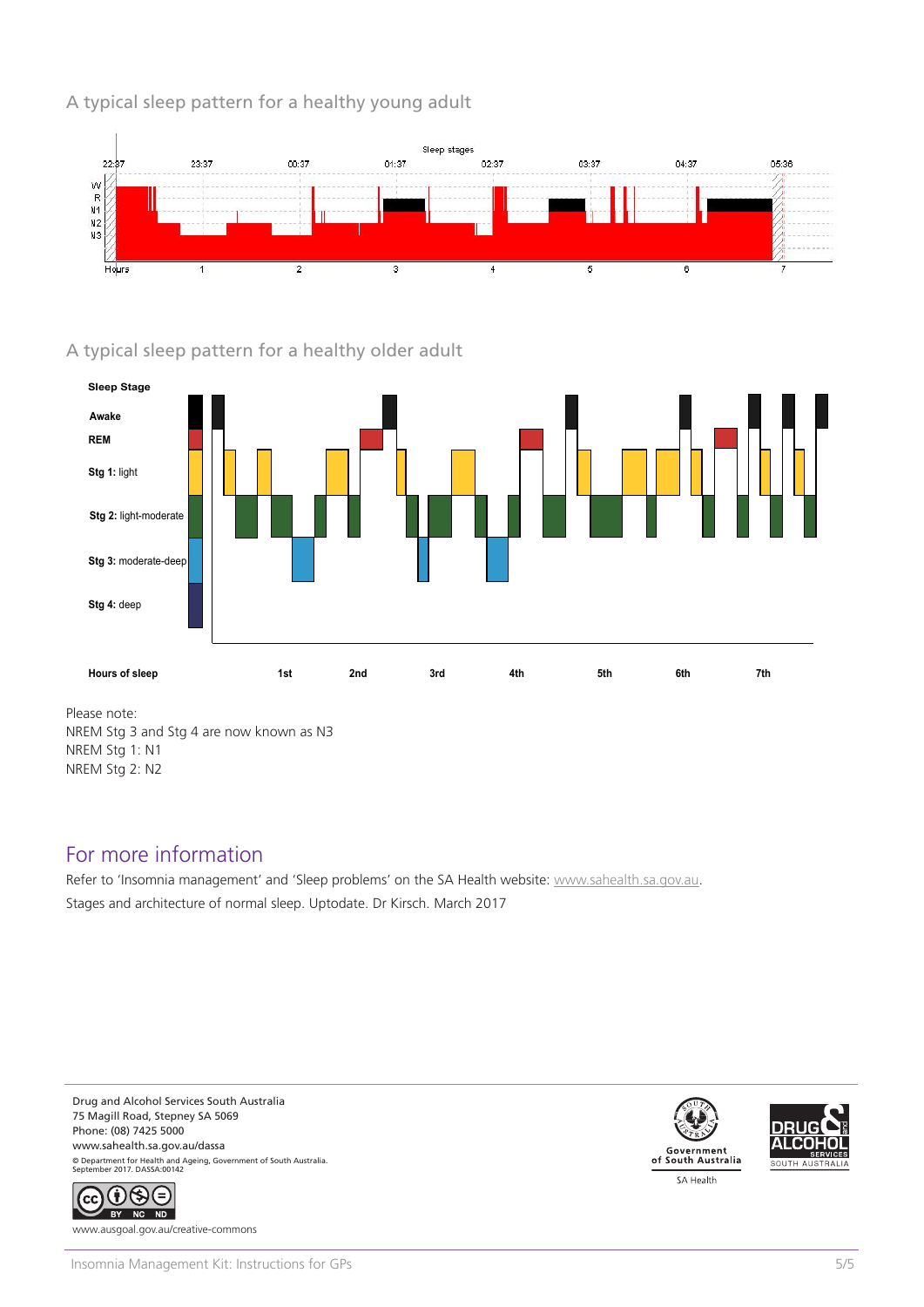A typical sleep pattern for a healthy young adult

Sleep stages

22:37 23:37 00:37 01:37 02:37 03:37 04:37 05:36

W
R
N1
N2
N3

Hours 1 2 3 4 5 6 7

A typical sleep pattern for a healthy older adult

**Sleep Stage**

**Awake**

**REM**

**Stg 1:** light

**Stg 2:** light-moderate

**Stg 3:** moderate-deep

**Stg 4:** deep

**Hours of sleep** **1st** **2nd** **3rd** **4th** **5th** **6th** **7th**

Please note:
NREM Stg 3 and Stg 4 are now known as N3
NREM Stg 1: N1
NREM Stg 2: N2

## For more information

Refer to 'Insomnia management' and 'Sleep problems' on the SA Health website: www.sahealth.sa.gov.au.

Stages and architecture of normal sleep. Uptodate. Dr Kirsch. March 2017

Drug and Alcohol Services South Australia
75 Magill Road, Stepney SA 5069
Phone: (08) 7425 5000
www.sahealth.sa.gov.au/dassa
© Department for Health and Ageing, Government of South Australia.
September 2017. DASSA:00142

www.ausgoal.gov.au/creative-commons